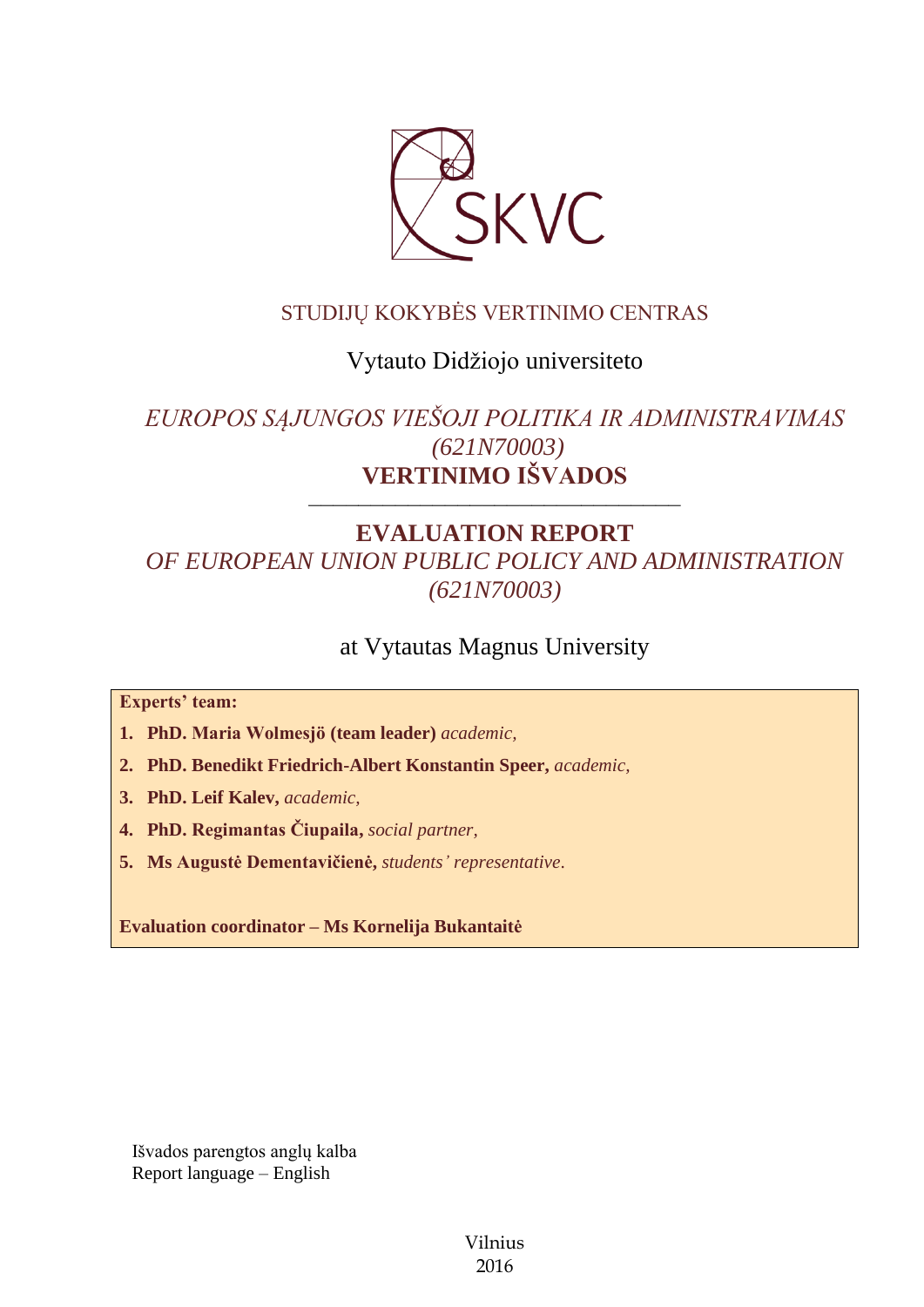SKVC

STUDIJŲ KOKYBĖS VERTINIMO CENTRAS

Vytauto Didžiojo universiteto

*EUROPOS SĄJUNGOS VIEŠOJI POLITIKA IR ADMINISTRAVIMAS (621N70003)*

**VERTINIMO IŠVADOS**

---

**EVALUATION REPORT**

*OF EUROPEAN UNION PUBLIC POLICY AND ADMINISTRATION (621N70003)*

at Vytautas Magnus University

**Experts' team:**

1. **PhD. Maria Wolmesjö (team leader)** *academic,*
2. **PhD. Benedikt Friedrich-Albert Konstantin Speer,** *academic,*
3. **PhD. Leif Kalev,** *academic,*
4. **PhD. Regimantas Čiupaila,** *social partner,*
5. **Ms Augustė Dementavičienė,** *students' representative.*

**Evaluation coordinator – Ms Kornelija Bukantaitė**

Išvados parengtos anglų kalba
Report language – English

Vilnius
2016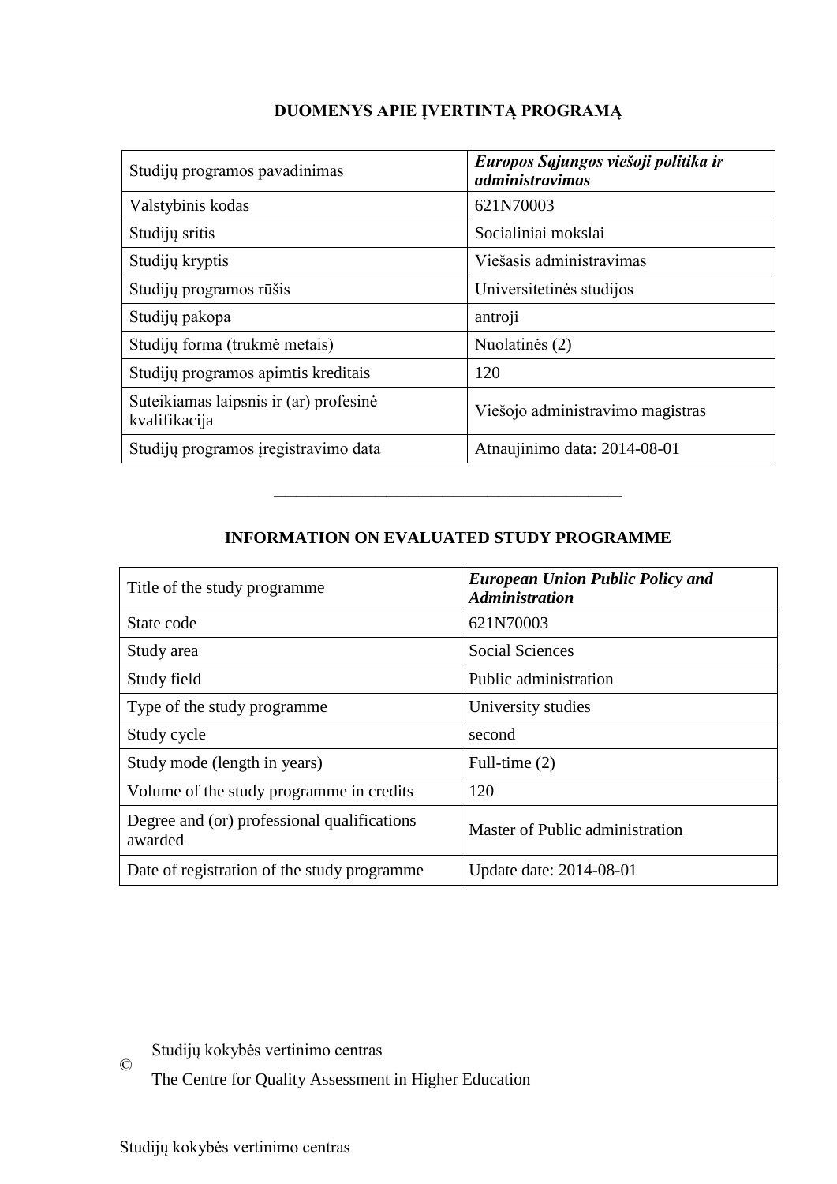## DUOMENYS APIE ĮVERTINTĄ PROGRAMĄ

| Studijų programos pavadinimas | ***Europos Sąjungos viešoji politika ir administravimas*** |
|---|---|
| Valstybinis kodas | 621N70003 |
| Studijų sritis | Socialiniai mokslai |
| Studijų kryptis | Viešasis administravimas |
| Studijų programos rūšis | Universitetinės studijos |
| Studijų pakopa | antroji |
| Studijų forma (trukmė metais) | Nuolatinės (2) |
| Studijų programos apimtis kreditais | 120 |
| Suteikiamas laipsnis ir (ar) profesinė kvalifikacija | Viešojo administravimo magistras |
| Studijų programos įregistravimo data | Atnaujinimo data: 2014-08-01 |

---

## INFORMATION ON EVALUATED STUDY PROGRAMME

| Title of the study programme | ***European Union Public Policy and Administration*** |
|---|---|
| State code | 621N70003 |
| Study area | Social Sciences |
| Study field | Public administration |
| Type of the study programme | University studies |
| Study cycle | second |
| Study mode (length in years) | Full-time (2) |
| Volume of the study programme in credits | 120 |
| Degree and (or) professional qualifications awarded | Master of Public administration |
| Date of registration of the study programme | Update date: 2014-08-01 |

© Studijų kokybės vertinimo centras
The Centre for Quality Assessment in Higher Education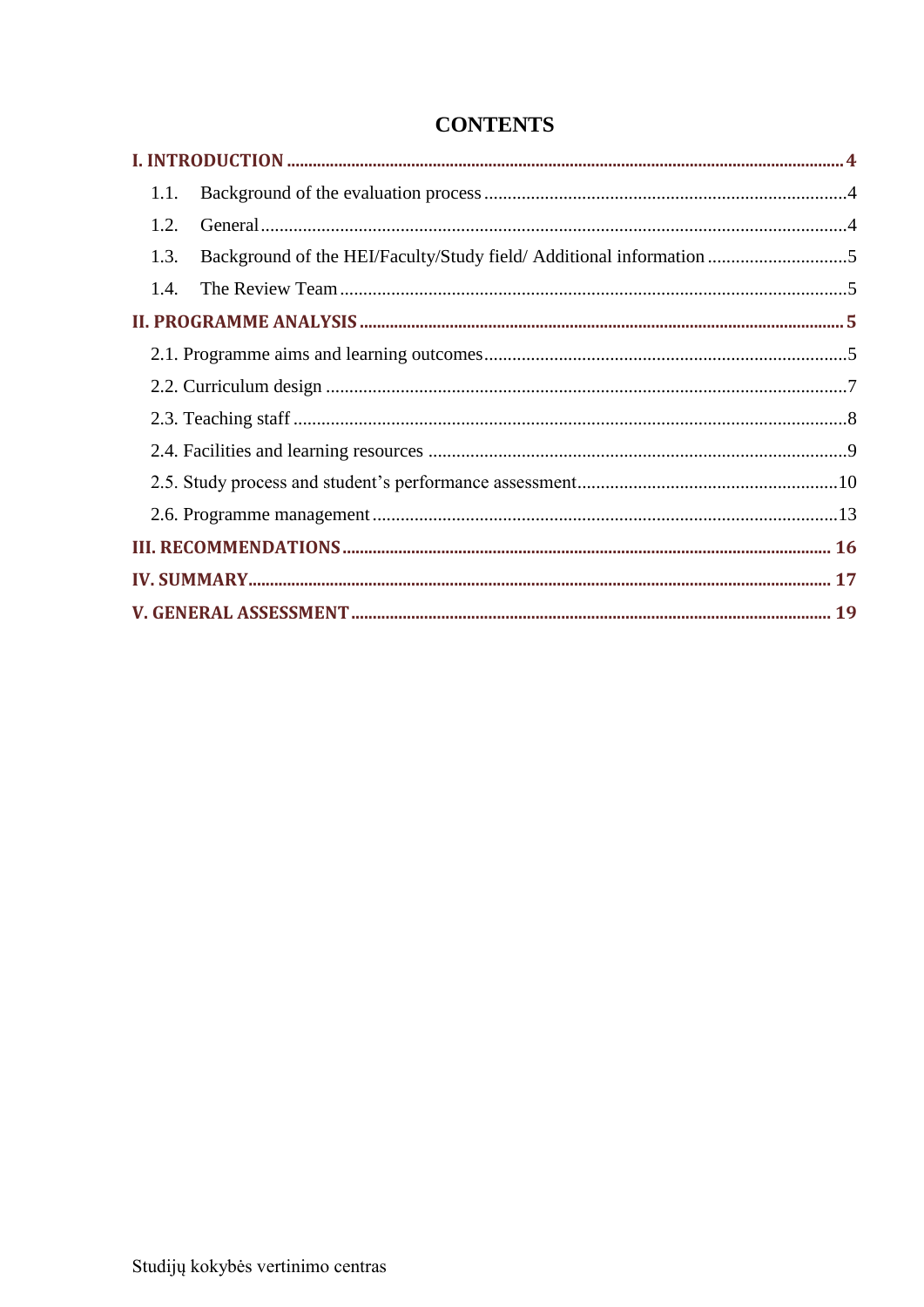# CONTENTS

I. INTRODUCTION ..... 4

1.1. Background of the evaluation process ..... 4

1.2. General ..... 4

1.3. Background of the HEI/Faculty/Study field/ Additional information ..... 5

1.4. The Review Team ..... 5

II. PROGRAMME ANALYSIS ..... 5

2.1. Programme aims and learning outcomes ..... 5

2.2. Curriculum design ..... 7

2.3. Teaching staff ..... 8

2.4. Facilities and learning resources ..... 9

2.5. Study process and student's performance assessment ..... 10

2.6. Programme management ..... 13

III. RECOMMENDATIONS ..... 16

IV. SUMMARY ..... 17

V. GENERAL ASSESSMENT ..... 19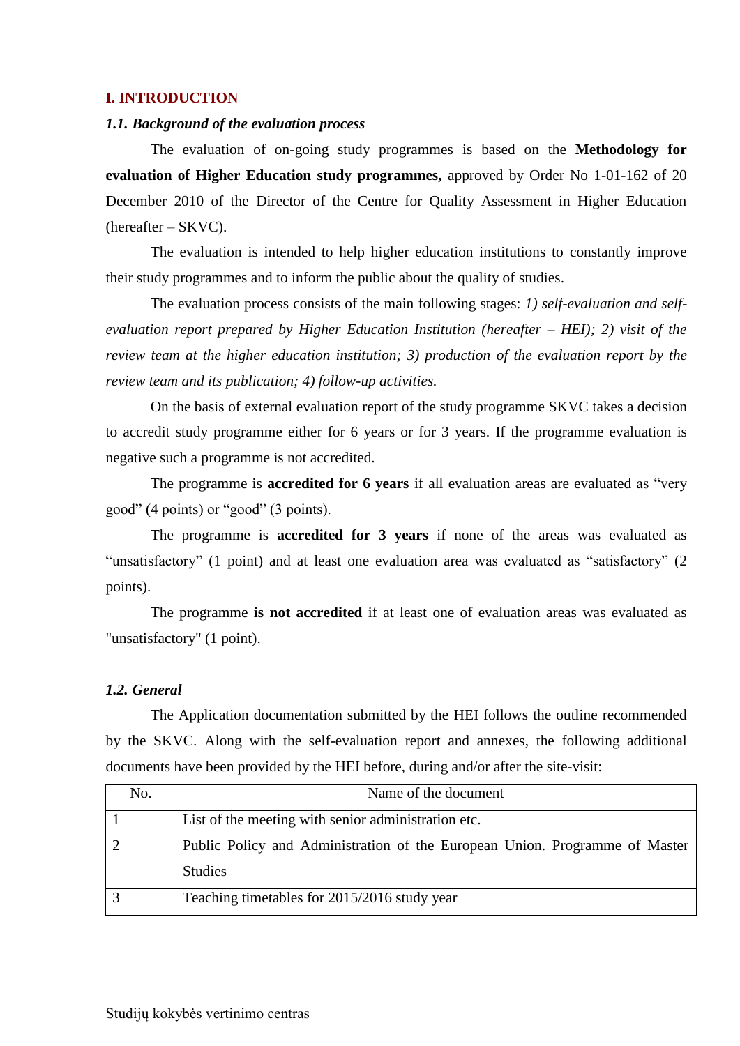## I. INTRODUCTION

### *1.1. Background of the evaluation process*

The evaluation of on-going study programmes is based on the **Methodology for evaluation of Higher Education study programmes,** approved by Order No 1-01-162 of 20 December 2010 of the Director of the Centre for Quality Assessment in Higher Education (hereafter – SKVC).

The evaluation is intended to help higher education institutions to constantly improve their study programmes and to inform the public about the quality of studies.

The evaluation process consists of the main following stages: *1) self-evaluation and self-evaluation report prepared by Higher Education Institution (hereafter – HEI); 2) visit of the review team at the higher education institution; 3) production of the evaluation report by the review team and its publication; 4) follow-up activities.*

On the basis of external evaluation report of the study programme SKVC takes a decision to accredit study programme either for 6 years or for 3 years. If the programme evaluation is negative such a programme is not accredited.

The programme is **accredited for 6 years** if all evaluation areas are evaluated as "very good" (4 points) or "good" (3 points).

The programme is **accredited for 3 years** if none of the areas was evaluated as "unsatisfactory" (1 point) and at least one evaluation area was evaluated as "satisfactory" (2 points).

The programme **is not accredited** if at least one of evaluation areas was evaluated as "unsatisfactory" (1 point).

### *1.2. General*

The Application documentation submitted by the HEI follows the outline recommended by the SKVC. Along with the self-evaluation report and annexes, the following additional documents have been provided by the HEI before, during and/or after the site-visit:

| No. | Name of the document |
|---|---|
| 1 | List of the meeting with senior administration etc. |
| 2 | Public Policy and Administration of the European Union. Programme of Master Studies |
| 3 | Teaching timetables for 2015/2016 study year |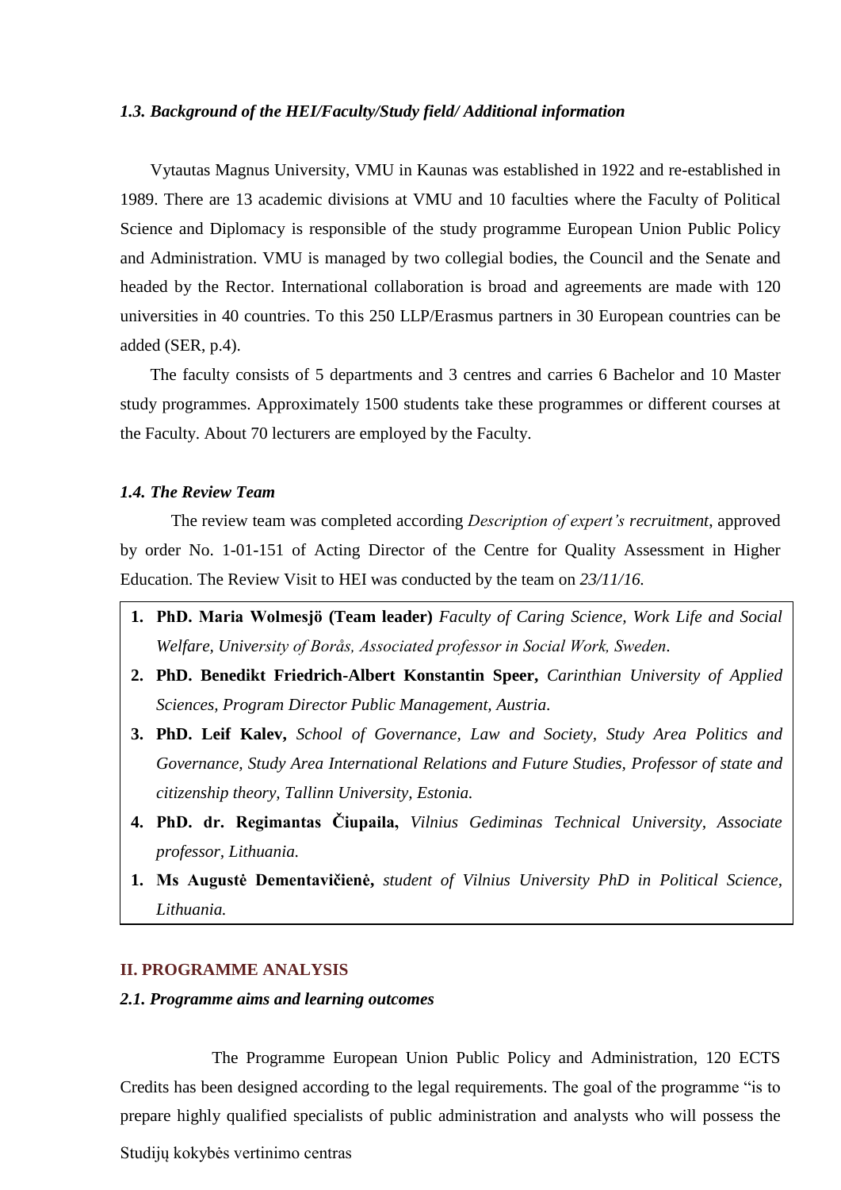### *1.3. Background of the HEI/Faculty/Study field/ Additional information*

Vytautas Magnus University, VMU in Kaunas was established in 1922 and re-established in 1989. There are 13 academic divisions at VMU and 10 faculties where the Faculty of Political Science and Diplomacy is responsible of the study programme European Union Public Policy and Administration. VMU is managed by two collegial bodies, the Council and the Senate and headed by the Rector. International collaboration is broad and agreements are made with 120 universities in 40 countries. To this 250 LLP/Erasmus partners in 30 European countries can be added (SER, p.4).

The faculty consists of 5 departments and 3 centres and carries 6 Bachelor and 10 Master study programmes. Approximately 1500 students take these programmes or different courses at the Faculty. About 70 lecturers are employed by the Faculty.

### *1.4. The Review Team*

The review team was completed according *Description of expert's recruitment*, approved by order No. 1-01-151 of Acting Director of the Centre for Quality Assessment in Higher Education. The Review Visit to HEI was conducted by the team on *23/11/16.*

1. **PhD. Maria Wolmesjö (Team leader)** *Faculty of Caring Science, Work Life and Social Welfare, University of Borås, Associated professor in Social Work, Sweden*.
2. **PhD. Benedikt Friedrich-Albert Konstantin Speer,** *Carinthian University of Applied Sciences, Program Director Public Management, Austria.*
3. **PhD. Leif Kalev,** *School of Governance, Law and Society, Study Area Politics and Governance, Study Area International Relations and Future Studies, Professor of state and citizenship theory, Tallinn University, Estonia.*
4. **PhD. dr. Regimantas Čiupaila,** *Vilnius Gediminas Technical University, Associate professor, Lithuania.*
1. **Ms Augustė Dementavičienė,** *student of Vilnius University PhD in Political Science, Lithuania.*

## II. PROGRAMME ANALYSIS

### *2.1. Programme aims and learning outcomes*

The Programme European Union Public Policy and Administration, 120 ECTS Credits has been designed according to the legal requirements. The goal of the programme "is to prepare highly qualified specialists of public administration and analysts who will possess the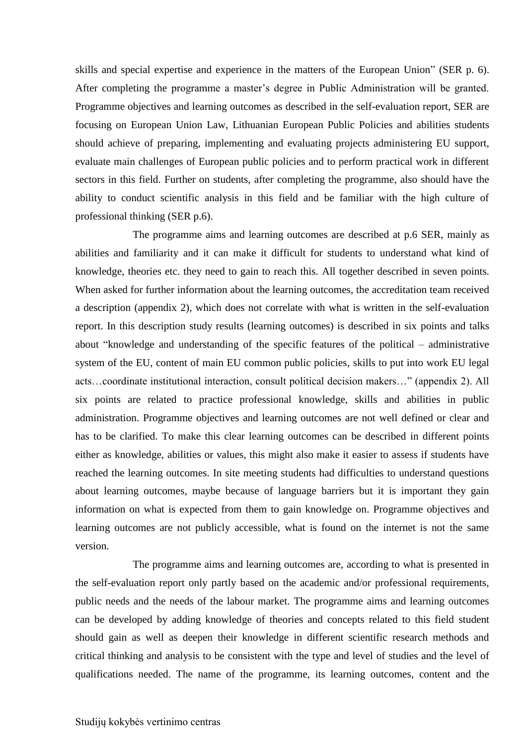skills and special expertise and experience in the matters of the European Union" (SER p. 6). After completing the programme a master's degree in Public Administration will be granted. Programme objectives and learning outcomes as described in the self-evaluation report, SER are focusing on European Union Law, Lithuanian European Public Policies and abilities students should achieve of preparing, implementing and evaluating projects administering EU support, evaluate main challenges of European public policies and to perform practical work in different sectors in this field. Further on students, after completing the programme, also should have the ability to conduct scientific analysis in this field and be familiar with the high culture of professional thinking (SER p.6).

The programme aims and learning outcomes are described at p.6 SER, mainly as abilities and familiarity and it can make it difficult for students to understand what kind of knowledge, theories etc. they need to gain to reach this. All together described in seven points. When asked for further information about the learning outcomes, the accreditation team received a description (appendix 2), which does not correlate with what is written in the self-evaluation report. In this description study results (learning outcomes) is described in six points and talks about "knowledge and understanding of the specific features of the political – administrative system of the EU, content of main EU common public policies, skills to put into work EU legal acts…coordinate institutional interaction, consult political decision makers…" (appendix 2). All six points are related to practice professional knowledge, skills and abilities in public administration. Programme objectives and learning outcomes are not well defined or clear and has to be clarified. To make this clear learning outcomes can be described in different points either as knowledge, abilities or values, this might also make it easier to assess if students have reached the learning outcomes. In site meeting students had difficulties to understand questions about learning outcomes, maybe because of language barriers but it is important they gain information on what is expected from them to gain knowledge on. Programme objectives and learning outcomes are not publicly accessible, what is found on the internet is not the same version.

The programme aims and learning outcomes are, according to what is presented in the self-evaluation report only partly based on the academic and/or professional requirements, public needs and the needs of the labour market. The programme aims and learning outcomes can be developed by adding knowledge of theories and concepts related to this field student should gain as well as deepen their knowledge in different scientific research methods and critical thinking and analysis to be consistent with the type and level of studies and the level of qualifications needed. The name of the programme, its learning outcomes, content and the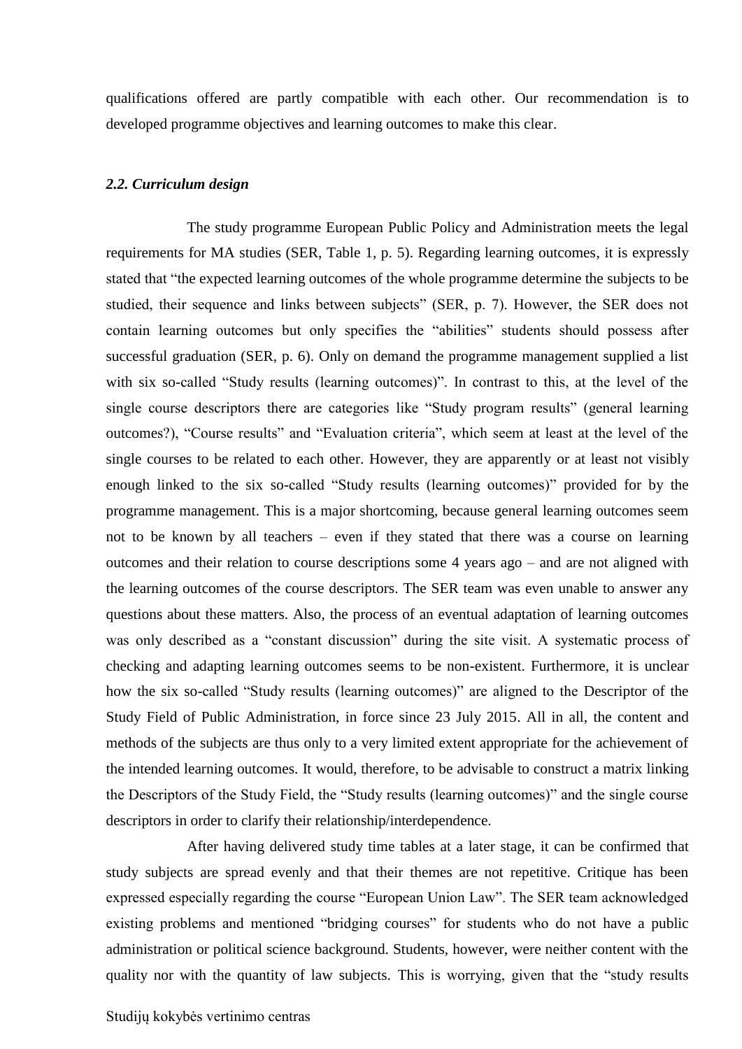qualifications offered are partly compatible with each other. Our recommendation is to developed programme objectives and learning outcomes to make this clear.

### *2.2. Curriculum design*

The study programme European Public Policy and Administration meets the legal requirements for MA studies (SER, Table 1, p. 5). Regarding learning outcomes, it is expressly stated that "the expected learning outcomes of the whole programme determine the subjects to be studied, their sequence and links between subjects" (SER, p. 7). However, the SER does not contain learning outcomes but only specifies the "abilities" students should possess after successful graduation (SER, p. 6). Only on demand the programme management supplied a list with six so-called "Study results (learning outcomes)". In contrast to this, at the level of the single course descriptors there are categories like "Study program results" (general learning outcomes?), "Course results" and "Evaluation criteria", which seem at least at the level of the single courses to be related to each other. However, they are apparently or at least not visibly enough linked to the six so-called "Study results (learning outcomes)" provided for by the programme management. This is a major shortcoming, because general learning outcomes seem not to be known by all teachers – even if they stated that there was a course on learning outcomes and their relation to course descriptions some 4 years ago – and are not aligned with the learning outcomes of the course descriptors. The SER team was even unable to answer any questions about these matters. Also, the process of an eventual adaptation of learning outcomes was only described as a "constant discussion" during the site visit. A systematic process of checking and adapting learning outcomes seems to be non-existent. Furthermore, it is unclear how the six so-called "Study results (learning outcomes)" are aligned to the Descriptor of the Study Field of Public Administration, in force since 23 July 2015. All in all, the content and methods of the subjects are thus only to a very limited extent appropriate for the achievement of the intended learning outcomes. It would, therefore, to be advisable to construct a matrix linking the Descriptors of the Study Field, the "Study results (learning outcomes)" and the single course descriptors in order to clarify their relationship/interdependence.

After having delivered study time tables at a later stage, it can be confirmed that study subjects are spread evenly and that their themes are not repetitive. Critique has been expressed especially regarding the course "European Union Law". The SER team acknowledged existing problems and mentioned "bridging courses" for students who do not have a public administration or political science background. Students, however, were neither content with the quality nor with the quantity of law subjects. This is worrying, given that the "study results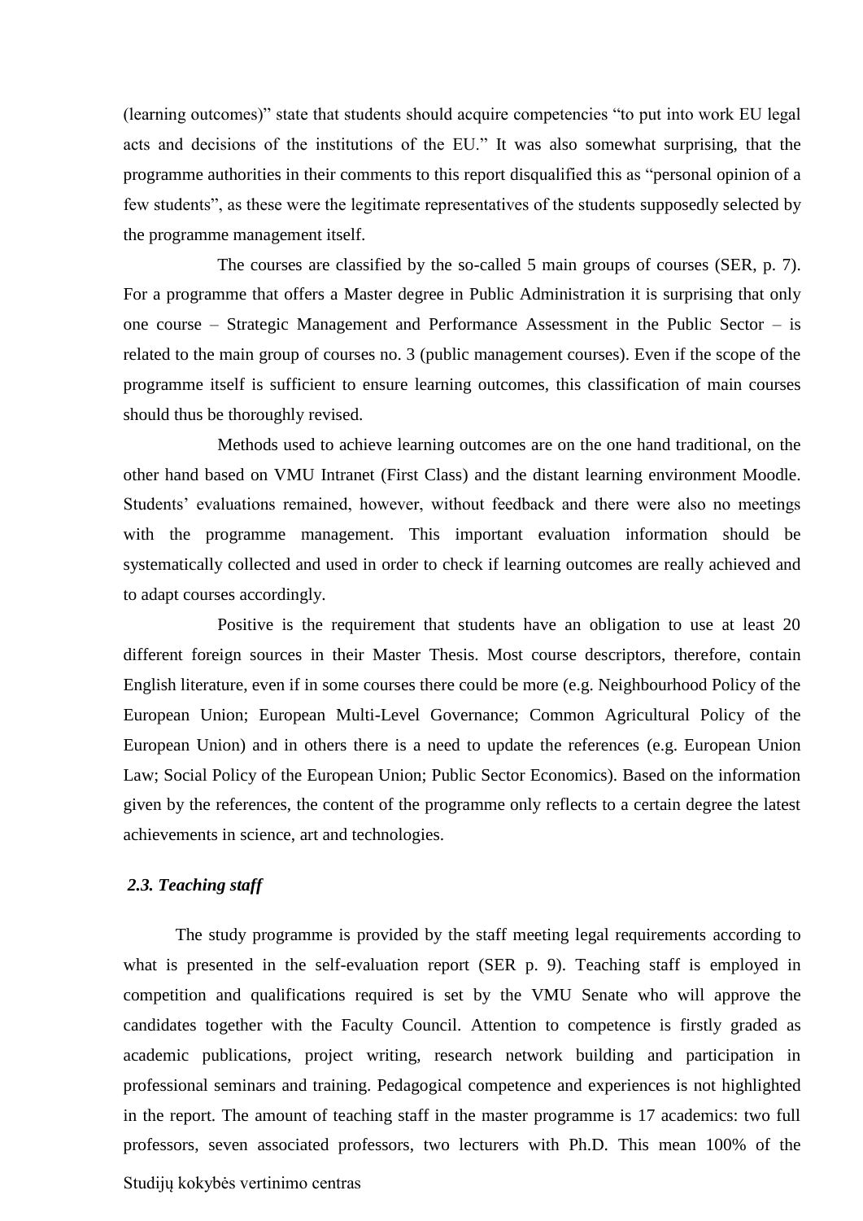(learning outcomes)" state that students should acquire competencies "to put into work EU legal acts and decisions of the institutions of the EU." It was also somewhat surprising, that the programme authorities in their comments to this report disqualified this as "personal opinion of a few students", as these were the legitimate representatives of the students supposedly selected by the programme management itself.

The courses are classified by the so-called 5 main groups of courses (SER, p. 7). For a programme that offers a Master degree in Public Administration it is surprising that only one course – Strategic Management and Performance Assessment in the Public Sector – is related to the main group of courses no. 3 (public management courses). Even if the scope of the programme itself is sufficient to ensure learning outcomes, this classification of main courses should thus be thoroughly revised.

Methods used to achieve learning outcomes are on the one hand traditional, on the other hand based on VMU Intranet (First Class) and the distant learning environment Moodle. Students' evaluations remained, however, without feedback and there were also no meetings with the programme management. This important evaluation information should be systematically collected and used in order to check if learning outcomes are really achieved and to adapt courses accordingly.

Positive is the requirement that students have an obligation to use at least 20 different foreign sources in their Master Thesis. Most course descriptors, therefore, contain English literature, even if in some courses there could be more (e.g. Neighbourhood Policy of the European Union; European Multi-Level Governance; Common Agricultural Policy of the European Union) and in others there is a need to update the references (e.g. European Union Law; Social Policy of the European Union; Public Sector Economics). Based on the information given by the references, the content of the programme only reflects to a certain degree the latest achievements in science, art and technologies.

### *2.3. Teaching staff*

The study programme is provided by the staff meeting legal requirements according to what is presented in the self-evaluation report (SER p. 9). Teaching staff is employed in competition and qualifications required is set by the VMU Senate who will approve the candidates together with the Faculty Council. Attention to competence is firstly graded as academic publications, project writing, research network building and participation in professional seminars and training. Pedagogical competence and experiences is not highlighted in the report. The amount of teaching staff in the master programme is 17 academics: two full professors, seven associated professors, two lecturers with Ph.D. This mean 100% of the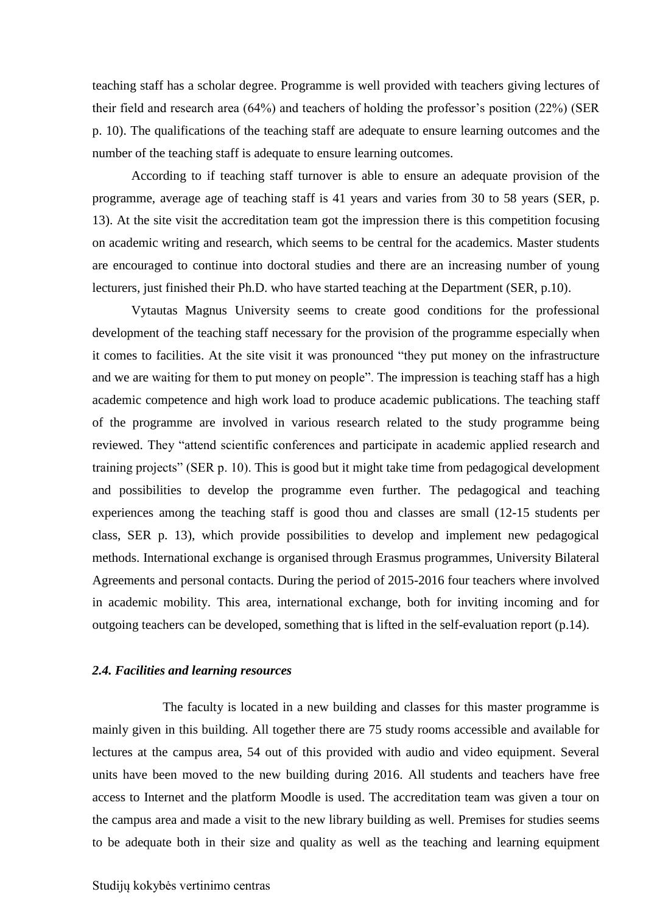teaching staff has a scholar degree. Programme is well provided with teachers giving lectures of their field and research area (64%) and teachers of holding the professor's position (22%) (SER p. 10). The qualifications of the teaching staff are adequate to ensure learning outcomes and the number of the teaching staff is adequate to ensure learning outcomes.

According to if teaching staff turnover is able to ensure an adequate provision of the programme, average age of teaching staff is 41 years and varies from 30 to 58 years (SER, p. 13). At the site visit the accreditation team got the impression there is this competition focusing on academic writing and research, which seems to be central for the academics. Master students are encouraged to continue into doctoral studies and there are an increasing number of young lecturers, just finished their Ph.D. who have started teaching at the Department (SER, p.10).

Vytautas Magnus University seems to create good conditions for the professional development of the teaching staff necessary for the provision of the programme especially when it comes to facilities. At the site visit it was pronounced "they put money on the infrastructure and we are waiting for them to put money on people". The impression is teaching staff has a high academic competence and high work load to produce academic publications. The teaching staff of the programme are involved in various research related to the study programme being reviewed. They "attend scientific conferences and participate in academic applied research and training projects" (SER p. 10). This is good but it might take time from pedagogical development and possibilities to develop the programme even further. The pedagogical and teaching experiences among the teaching staff is good thou and classes are small (12-15 students per class, SER p. 13), which provide possibilities to develop and implement new pedagogical methods. International exchange is organised through Erasmus programmes, University Bilateral Agreements and personal contacts. During the period of 2015-2016 four teachers where involved in academic mobility. This area, international exchange, both for inviting incoming and for outgoing teachers can be developed, something that is lifted in the self-evaluation report (p.14).

### *2.4. Facilities and learning resources*

The faculty is located in a new building and classes for this master programme is mainly given in this building. All together there are 75 study rooms accessible and available for lectures at the campus area, 54 out of this provided with audio and video equipment. Several units have been moved to the new building during 2016. All students and teachers have free access to Internet and the platform Moodle is used. The accreditation team was given a tour on the campus area and made a visit to the new library building as well. Premises for studies seems to be adequate both in their size and quality as well as the teaching and learning equipment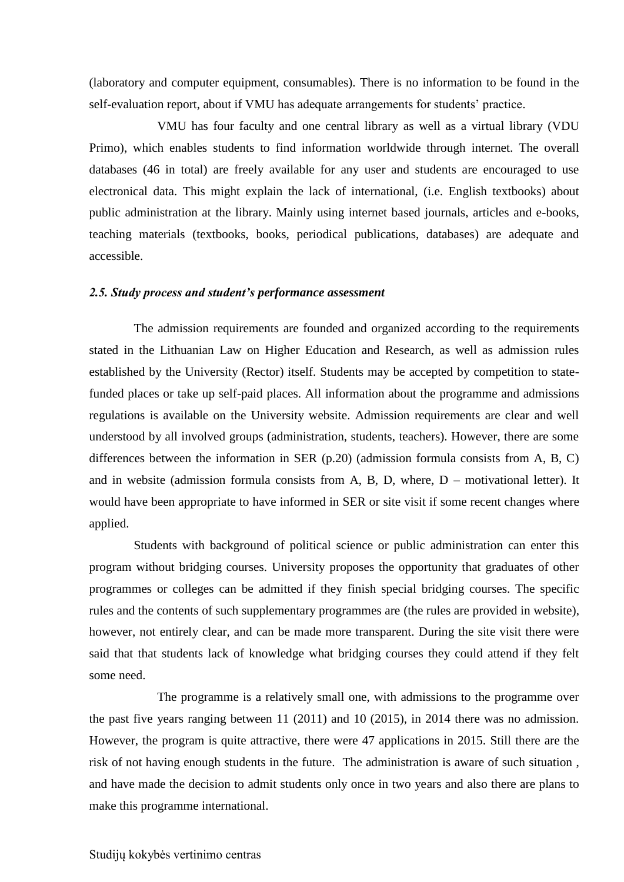(laboratory and computer equipment, consumables). There is no information to be found in the self-evaluation report, about if VMU has adequate arrangements for students' practice.

VMU has four faculty and one central library as well as a virtual library (VDU Primo), which enables students to find information worldwide through internet. The overall databases (46 in total) are freely available for any user and students are encouraged to use electronical data. This might explain the lack of international, (i.e. English textbooks) about public administration at the library. Mainly using internet based journals, articles and e-books, teaching materials (textbooks, books, periodical publications, databases) are adequate and accessible.

***2.5. Study process and student's performance assessment***

The admission requirements are founded and organized according to the requirements stated in the Lithuanian Law on Higher Education and Research, as well as admission rules established by the University (Rector) itself. Students may be accepted by competition to state-funded places or take up self-paid places. All information about the programme and admissions regulations is available on the University website. Admission requirements are clear and well understood by all involved groups (administration, students, teachers). However, there are some differences between the information in SER (p.20) (admission formula consists from A, B, C) and in website (admission formula consists from A, B, D, where, D – motivational letter). It would have been appropriate to have informed in SER or site visit if some recent changes where applied.

Students with background of political science or public administration can enter this program without bridging courses. University proposes the opportunity that graduates of other programmes or colleges can be admitted if they finish special bridging courses. The specific rules and the contents of such supplementary programmes are (the rules are provided in website), however, not entirely clear, and can be made more transparent. During the site visit there were said that that students lack of knowledge what bridging courses they could attend if they felt some need.

The programme is a relatively small one, with admissions to the programme over the past five years ranging between 11 (2011) and 10 (2015), in 2014 there was no admission. However, the program is quite attractive, there were 47 applications in 2015. Still there are the risk of not having enough students in the future. The administration is aware of such situation , and have made the decision to admit students only once in two years and also there are plans to make this programme international.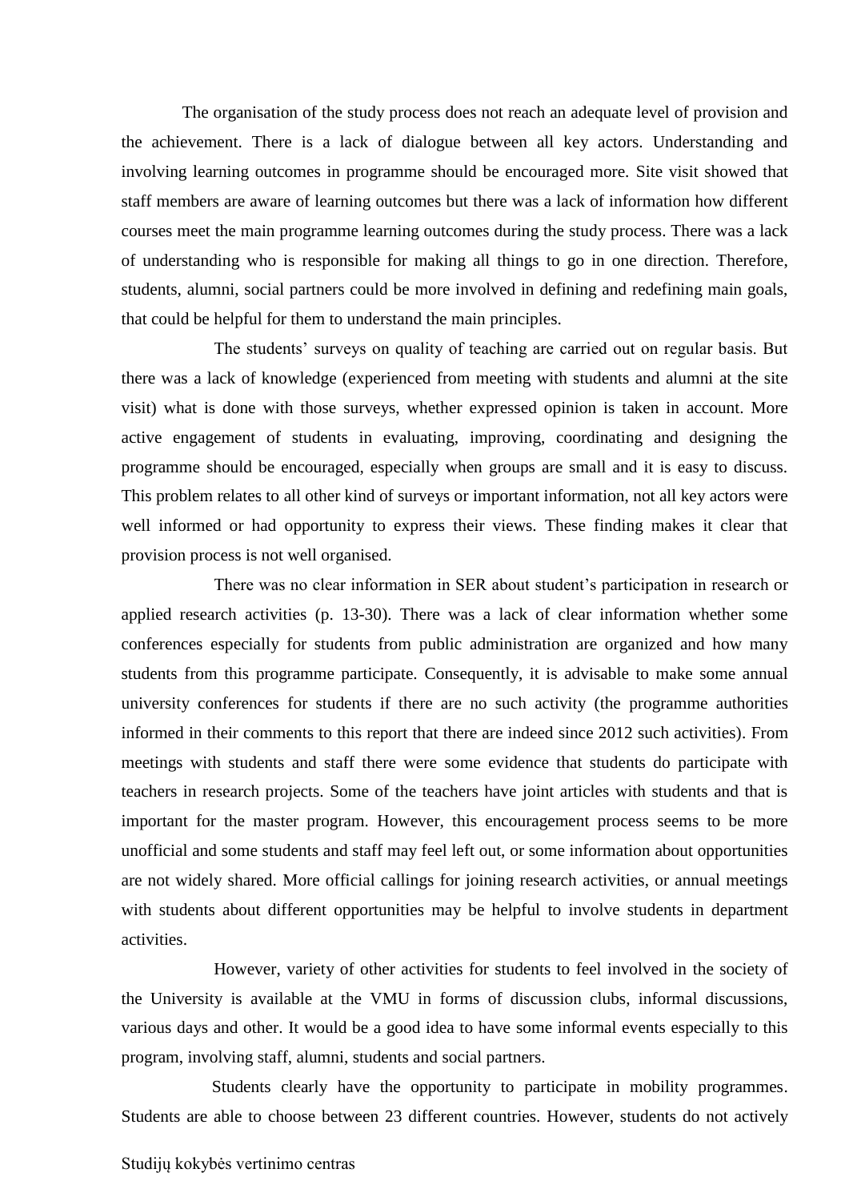The organisation of the study process does not reach an adequate level of provision and the achievement. There is a lack of dialogue between all key actors. Understanding and involving learning outcomes in programme should be encouraged more. Site visit showed that staff members are aware of learning outcomes but there was a lack of information how different courses meet the main programme learning outcomes during the study process. There was a lack of understanding who is responsible for making all things to go in one direction. Therefore, students, alumni, social partners could be more involved in defining and redefining main goals, that could be helpful for them to understand the main principles.

The students' surveys on quality of teaching are carried out on regular basis. But there was a lack of knowledge (experienced from meeting with students and alumni at the site visit) what is done with those surveys, whether expressed opinion is taken in account. More active engagement of students in evaluating, improving, coordinating and designing the programme should be encouraged, especially when groups are small and it is easy to discuss. This problem relates to all other kind of surveys or important information, not all key actors were well informed or had opportunity to express their views. These finding makes it clear that provision process is not well organised.

There was no clear information in SER about student's participation in research or applied research activities (p. 13-30). There was a lack of clear information whether some conferences especially for students from public administration are organized and how many students from this programme participate. Consequently, it is advisable to make some annual university conferences for students if there are no such activity (the programme authorities informed in their comments to this report that there are indeed since 2012 such activities). From meetings with students and staff there were some evidence that students do participate with teachers in research projects. Some of the teachers have joint articles with students and that is important for the master program. However, this encouragement process seems to be more unofficial and some students and staff may feel left out, or some information about opportunities are not widely shared. More official callings for joining research activities, or annual meetings with students about different opportunities may be helpful to involve students in department activities.

However, variety of other activities for students to feel involved in the society of the University is available at the VMU in forms of discussion clubs, informal discussions, various days and other. It would be a good idea to have some informal events especially to this program, involving staff, alumni, students and social partners.

Students clearly have the opportunity to participate in mobility programmes. Students are able to choose between 23 different countries. However, students do not actively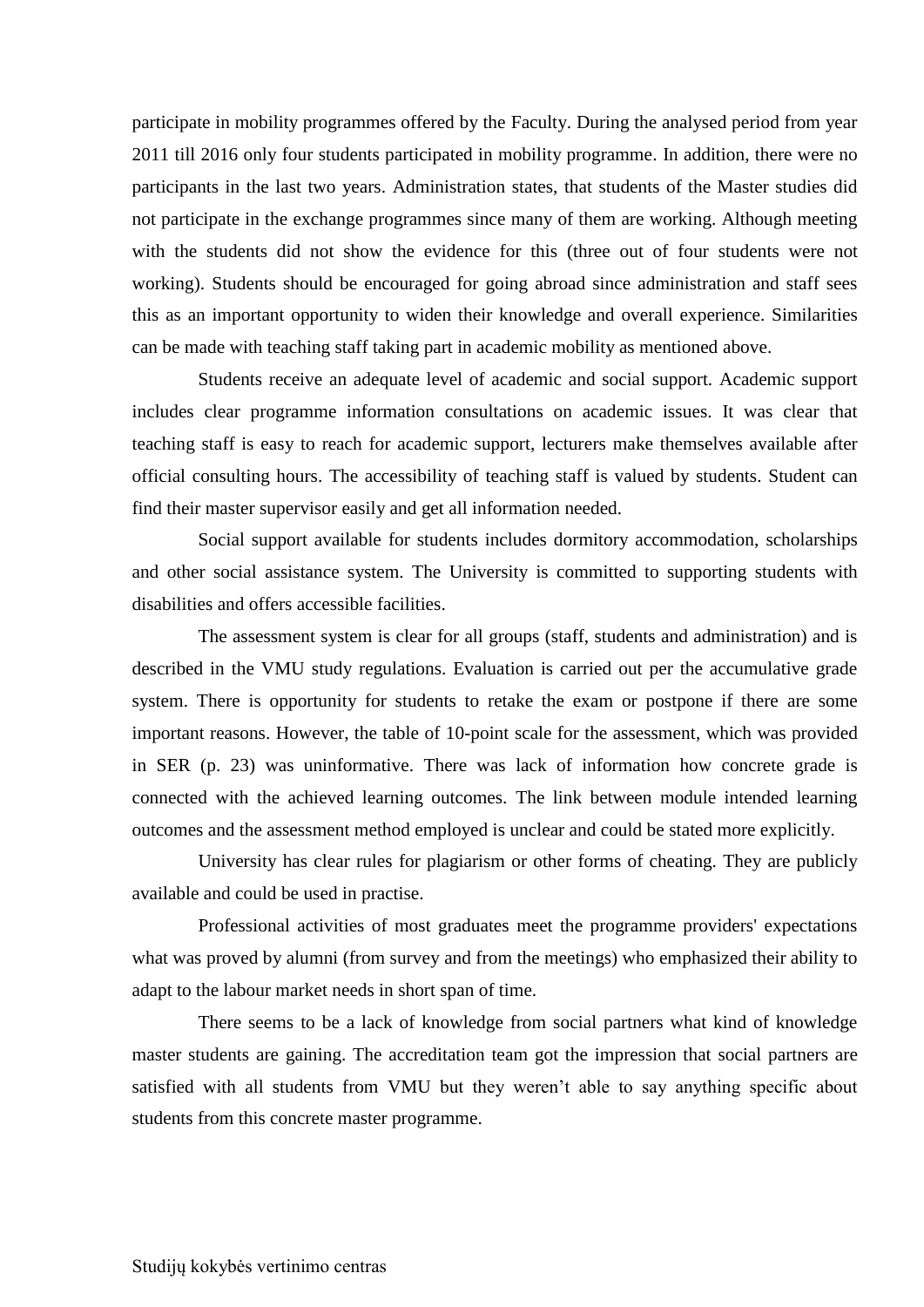participate in mobility programmes offered by the Faculty. During the analysed period from year 2011 till 2016 only four students participated in mobility programme. In addition, there were no participants in the last two years. Administration states, that students of the Master studies did not participate in the exchange programmes since many of them are working. Although meeting with the students did not show the evidence for this (three out of four students were not working). Students should be encouraged for going abroad since administration and staff sees this as an important opportunity to widen their knowledge and overall experience. Similarities can be made with teaching staff taking part in academic mobility as mentioned above.

Students receive an adequate level of academic and social support. Academic support includes clear programme information consultations on academic issues. It was clear that teaching staff is easy to reach for academic support, lecturers make themselves available after official consulting hours. The accessibility of teaching staff is valued by students. Student can find their master supervisor easily and get all information needed.

Social support available for students includes dormitory accommodation, scholarships and other social assistance system. The University is committed to supporting students with disabilities and offers accessible facilities.

The assessment system is clear for all groups (staff, students and administration) and is described in the VMU study regulations. Evaluation is carried out per the accumulative grade system. There is opportunity for students to retake the exam or postpone if there are some important reasons. However, the table of 10-point scale for the assessment, which was provided in SER (p. 23) was uninformative. There was lack of information how concrete grade is connected with the achieved learning outcomes. The link between module intended learning outcomes and the assessment method employed is unclear and could be stated more explicitly.

University has clear rules for plagiarism or other forms of cheating. They are publicly available and could be used in practise.

Professional activities of most graduates meet the programme providers' expectations what was proved by alumni (from survey and from the meetings) who emphasized their ability to adapt to the labour market needs in short span of time.

There seems to be a lack of knowledge from social partners what kind of knowledge master students are gaining. The accreditation team got the impression that social partners are satisfied with all students from VMU but they weren't able to say anything specific about students from this concrete master programme.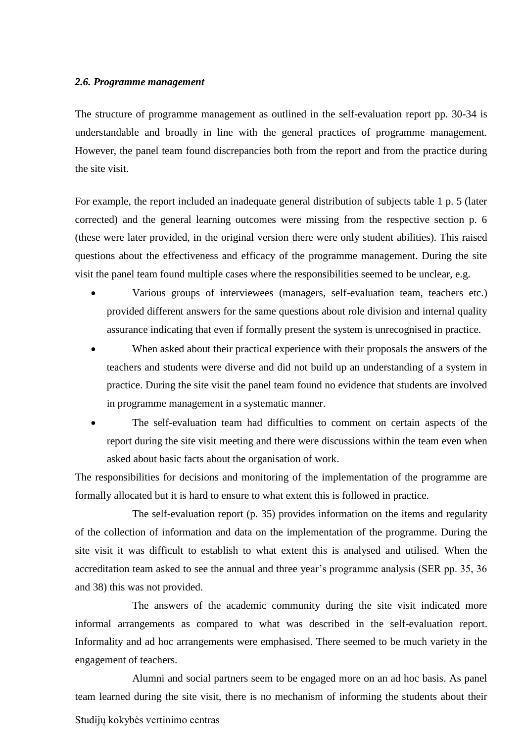### *2.6. Programme management*

The structure of programme management as outlined in the self-evaluation report pp. 30-34 is understandable and broadly in line with the general practices of programme management. However, the panel team found discrepancies both from the report and from the practice during the site visit.

For example, the report included an inadequate general distribution of subjects table 1 p. 5 (later corrected) and the general learning outcomes were missing from the respective section p. 6 (these were later provided, in the original version there were only student abilities). This raised questions about the effectiveness and efficacy of the programme management. During the site visit the panel team found multiple cases where the responsibilities seemed to be unclear, e.g.

- Various groups of interviewees (managers, self-evaluation team, teachers etc.) provided different answers for the same questions about role division and internal quality assurance indicating that even if formally present the system is unrecognised in practice.
- When asked about their practical experience with their proposals the answers of the teachers and students were diverse and did not build up an understanding of a system in practice. During the site visit the panel team found no evidence that students are involved in programme management in a systematic manner.
- The self-evaluation team had difficulties to comment on certain aspects of the report during the site visit meeting and there were discussions within the team even when asked about basic facts about the organisation of work.

The responsibilities for decisions and monitoring of the implementation of the programme are formally allocated but it is hard to ensure to what extent this is followed in practice.

The self-evaluation report (p. 35) provides information on the items and regularity of the collection of information and data on the implementation of the programme. During the site visit it was difficult to establish to what extent this is analysed and utilised. When the accreditation team asked to see the annual and three year's programme analysis (SER pp. 35, 36 and 38) this was not provided.

The answers of the academic community during the site visit indicated more informal arrangements as compared to what was described in the self-evaluation report. Informality and ad hoc arrangements were emphasised. There seemed to be much variety in the engagement of teachers.

Alumni and social partners seem to be engaged more on an ad hoc basis. As panel team learned during the site visit, there is no mechanism of informing the students about their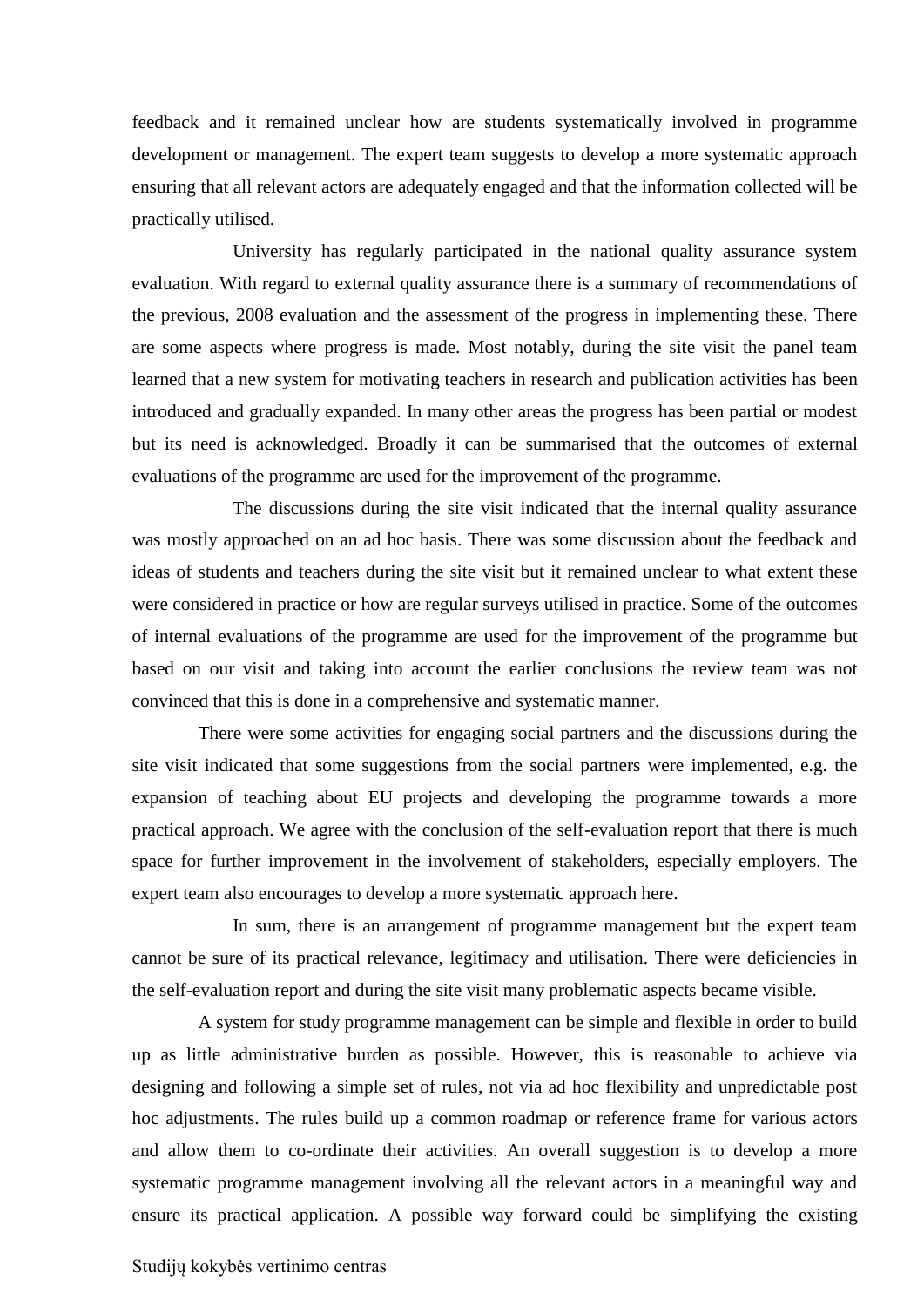feedback and it remained unclear how are students systematically involved in programme development or management. The expert team suggests to develop a more systematic approach ensuring that all relevant actors are adequately engaged and that the information collected will be practically utilised.

University has regularly participated in the national quality assurance system evaluation. With regard to external quality assurance there is a summary of recommendations of the previous, 2008 evaluation and the assessment of the progress in implementing these. There are some aspects where progress is made. Most notably, during the site visit the panel team learned that a new system for motivating teachers in research and publication activities has been introduced and gradually expanded. In many other areas the progress has been partial or modest but its need is acknowledged. Broadly it can be summarised that the outcomes of external evaluations of the programme are used for the improvement of the programme.

The discussions during the site visit indicated that the internal quality assurance was mostly approached on an ad hoc basis. There was some discussion about the feedback and ideas of students and teachers during the site visit but it remained unclear to what extent these were considered in practice or how are regular surveys utilised in practice. Some of the outcomes of internal evaluations of the programme are used for the improvement of the programme but based on our visit and taking into account the earlier conclusions the review team was not convinced that this is done in a comprehensive and systematic manner.

There were some activities for engaging social partners and the discussions during the site visit indicated that some suggestions from the social partners were implemented, e.g. the expansion of teaching about EU projects and developing the programme towards a more practical approach. We agree with the conclusion of the self-evaluation report that there is much space for further improvement in the involvement of stakeholders, especially employers. The expert team also encourages to develop a more systematic approach here.

In sum, there is an arrangement of programme management but the expert team cannot be sure of its practical relevance, legitimacy and utilisation. There were deficiencies in the self-evaluation report and during the site visit many problematic aspects became visible.

A system for study programme management can be simple and flexible in order to build up as little administrative burden as possible. However, this is reasonable to achieve via designing and following a simple set of rules, not via ad hoc flexibility and unpredictable post hoc adjustments. The rules build up a common roadmap or reference frame for various actors and allow them to co-ordinate their activities. An overall suggestion is to develop a more systematic programme management involving all the relevant actors in a meaningful way and ensure its practical application. A possible way forward could be simplifying the existing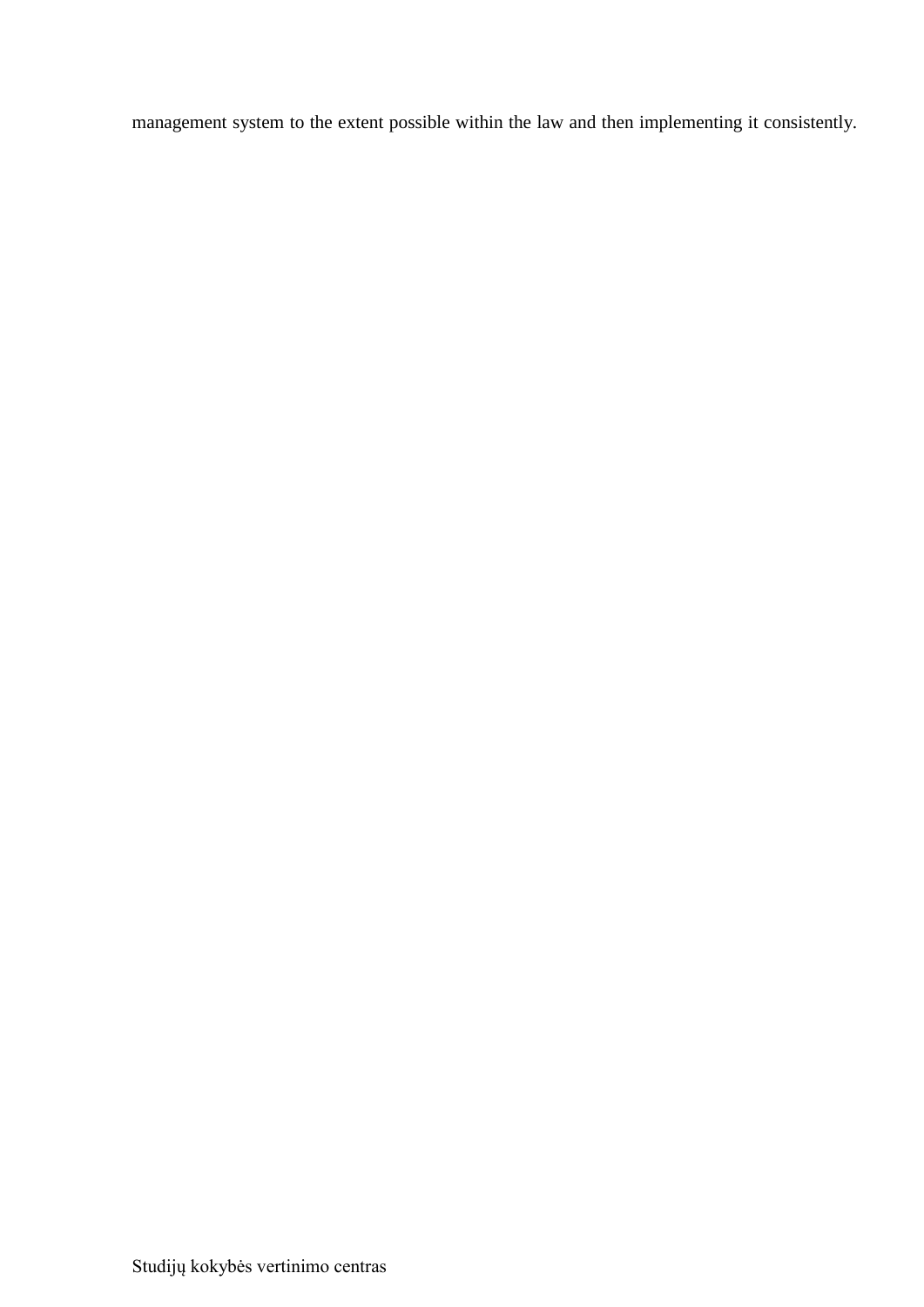management system to the extent possible within the law and then implementing it consistently.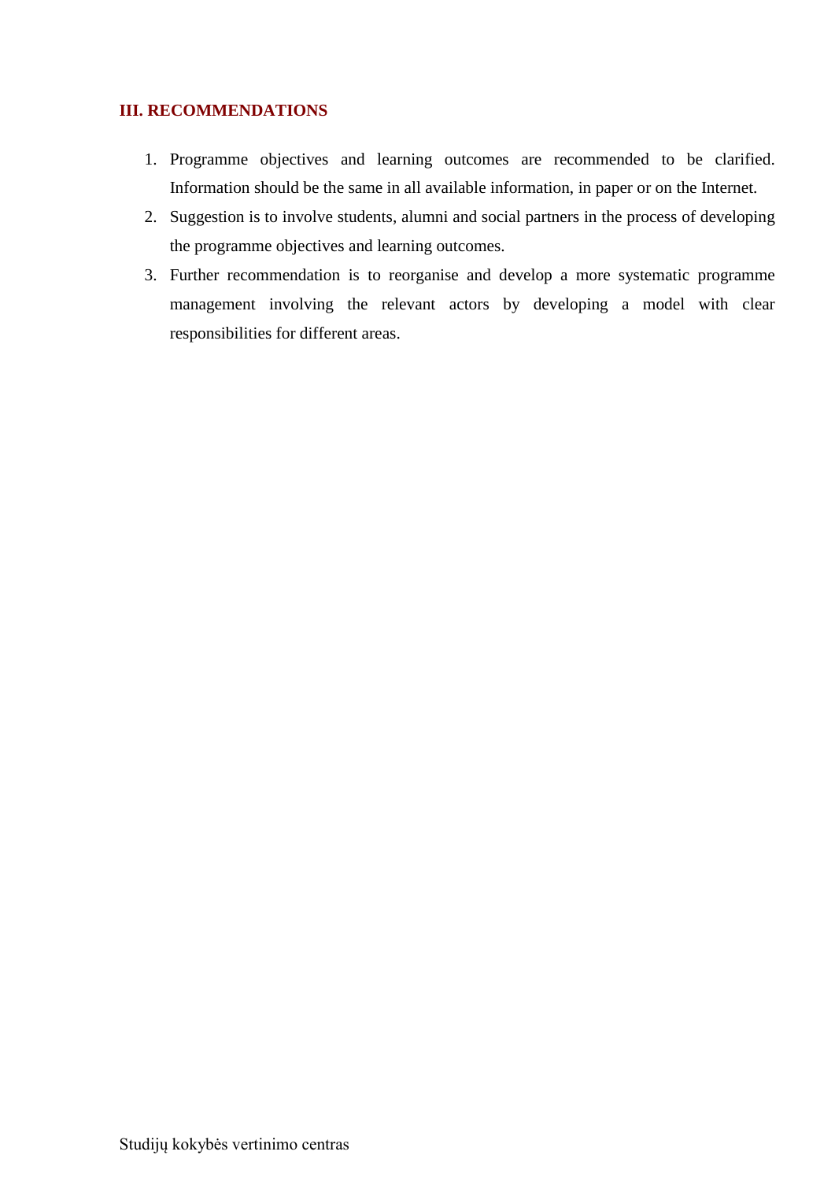## III. RECOMMENDATIONS

1. Programme objectives and learning outcomes are recommended to be clarified. Information should be the same in all available information, in paper or on the Internet.
2. Suggestion is to involve students, alumni and social partners in the process of developing the programme objectives and learning outcomes.
3. Further recommendation is to reorganise and develop a more systematic programme management involving the relevant actors by developing a model with clear responsibilities for different areas.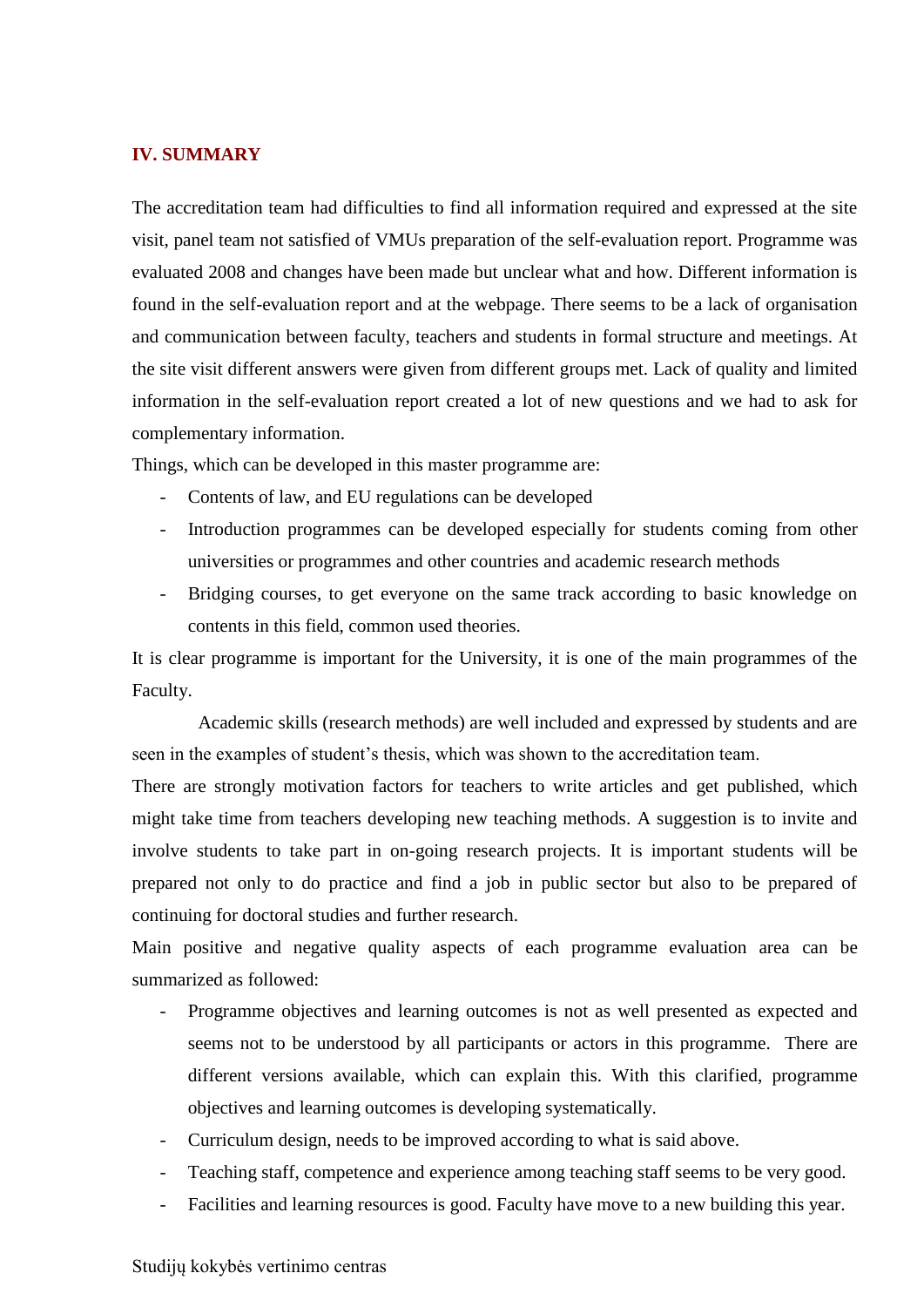## IV. SUMMARY

The accreditation team had difficulties to find all information required and expressed at the site visit, panel team not satisfied of VMUs preparation of the self-evaluation report. Programme was evaluated 2008 and changes have been made but unclear what and how. Different information is found in the self-evaluation report and at the webpage. There seems to be a lack of organisation and communication between faculty, teachers and students in formal structure and meetings. At the site visit different answers were given from different groups met. Lack of quality and limited information in the self-evaluation report created a lot of new questions and we had to ask for complementary information.

Things, which can be developed in this master programme are:

- Contents of law, and EU regulations can be developed
- Introduction programmes can be developed especially for students coming from other universities or programmes and other countries and academic research methods
- Bridging courses, to get everyone on the same track according to basic knowledge on contents in this field, common used theories.

It is clear programme is important for the University, it is one of the main programmes of the Faculty.

Academic skills (research methods) are well included and expressed by students and are seen in the examples of student's thesis, which was shown to the accreditation team.

There are strongly motivation factors for teachers to write articles and get published, which might take time from teachers developing new teaching methods. A suggestion is to invite and involve students to take part in on-going research projects. It is important students will be prepared not only to do practice and find a job in public sector but also to be prepared of continuing for doctoral studies and further research.

Main positive and negative quality aspects of each programme evaluation area can be summarized as followed:

- Programme objectives and learning outcomes is not as well presented as expected and seems not to be understood by all participants or actors in this programme. There are different versions available, which can explain this. With this clarified, programme objectives and learning outcomes is developing systematically.
- Curriculum design, needs to be improved according to what is said above.
- Teaching staff, competence and experience among teaching staff seems to be very good.
- Facilities and learning resources is good. Faculty have move to a new building this year.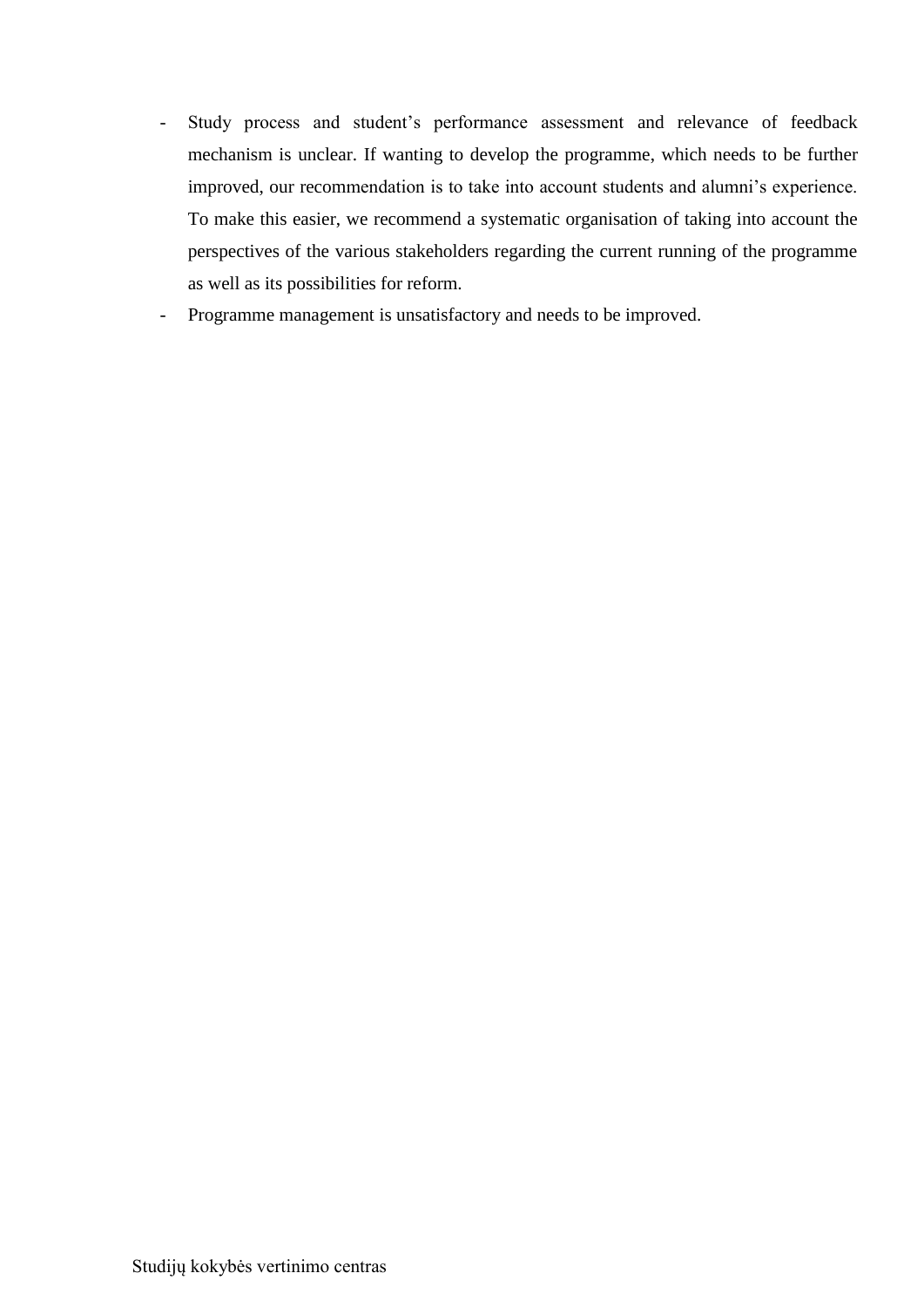- Study process and student's performance assessment and relevance of feedback mechanism is unclear. If wanting to develop the programme, which needs to be further improved, our recommendation is to take into account students and alumni's experience. To make this easier, we recommend a systematic organisation of taking into account the perspectives of the various stakeholders regarding the current running of the programme as well as its possibilities for reform.
- Programme management is unsatisfactory and needs to be improved.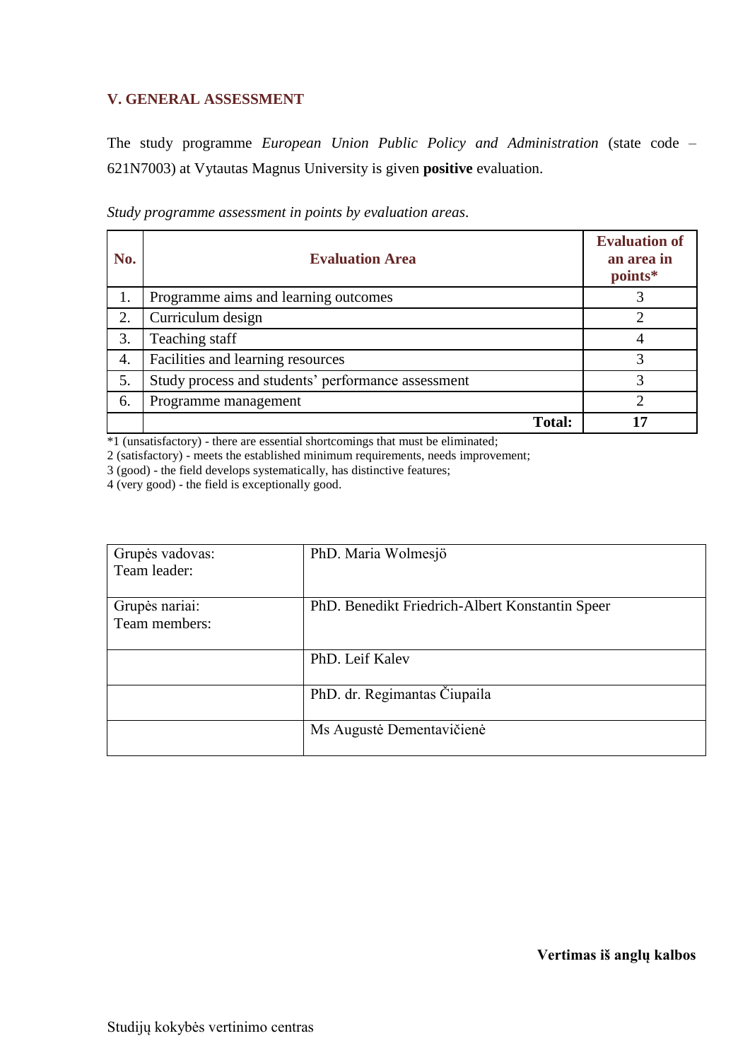## V. GENERAL ASSESSMENT

The study programme *European Union Public Policy and Administration* (state code – 621N7003) at Vytautas Magnus University is given **positive** evaluation.

*Study programme assessment in points by evaluation areas*.

| No. | Evaluation Area | Evaluation of an area in points* |
|---|---|---|
| 1. | Programme aims and learning outcomes | 3 |
| 2. | Curriculum design | 2 |
| 3. | Teaching staff | 4 |
| 4. | Facilities and learning resources | 3 |
| 5. | Study process and students' performance assessment | 3 |
| 6. | Programme management | 2 |
| | **Total:** | **17** |

*1 (unsatisfactory) - there are essential shortcomings that must be eliminated;
2 (satisfactory) - meets the established minimum requirements, needs improvement;
3 (good) - the field develops systematically, has distinctive features;
4 (very good) - the field is exceptionally good.

| | |
|---|---|
| Grupės vadovas:<br>Team leader: | PhD. Maria Wolmesjö |
| Grupės nariai:<br>Team members: | PhD. Benedikt Friedrich-Albert Konstantin Speer |
| | PhD. Leif Kalev |
| | PhD. dr. Regimantas Čiupaila |
| | Ms Augustė Dementavičienė |

**Vertimas iš anglų kalbos**

Studijų kokybės vertinimo centras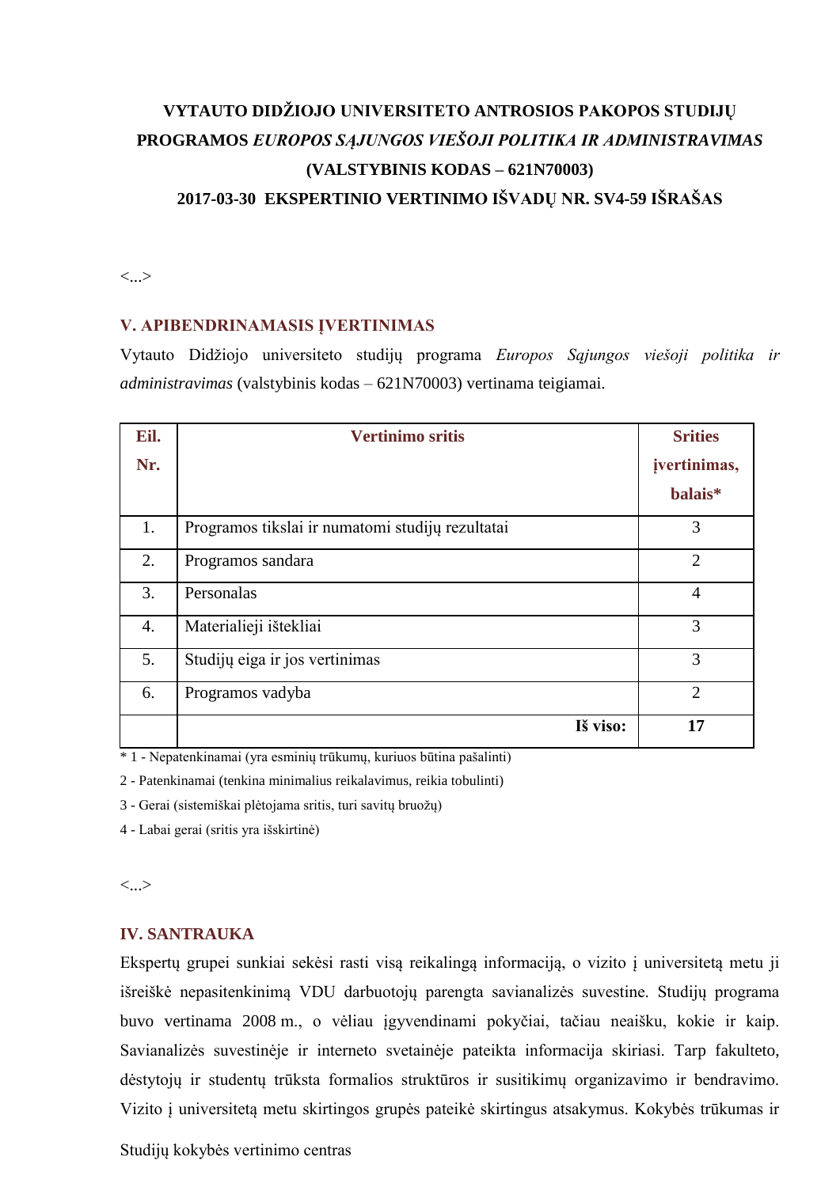# VYTAUTO DIDŽIOJO UNIVERSITETO ANTROSIOS PAKOPOS STUDIJŲ PROGRAMOS *EUROPOS SĄJUNGOS VIEŠOJI POLITIKA IR ADMINISTRAVIMAS* (VALSTYBINIS KODAS – 621N70003) 2017-03-30 EKSPERTINIO VERTINIMO IŠVADŲ NR. SV4-59 IŠRAŠAS

<...>

## V. APIBENDRINAMASIS ĮVERTINIMAS

Vytauto Didžiojo universiteto studijų programa *Europos Sąjungos viešoji politika ir administravimas* (valstybinis kodas – 621N70003) vertinama teigiamai.

| Eil. Nr. | Vertinimo sritis | Srities įvertinimas, balais* |
|---|---|---|
| 1. | Programos tikslai ir numatomi studijų rezultatai | 3 |
| 2. | Programos sandara | 2 |
| 3. | Personalas | 4 |
| 4. | Materialieji ištekliai | 3 |
| 5. | Studijų eiga ir jos vertinimas | 3 |
| 6. | Programos vadyba | 2 |
| | **Iš viso:** | **17** |

* 1 - Nepatenkinamai (yra esminių trūkumų, kuriuos būtina pašalinti)

2 - Patenkinamai (tenkina minimalius reikalavimus, reikia tobulinti)

3 - Gerai (sistemiškai plėtojama sritis, turi savitų bruožų)

4 - Labai gerai (sritis yra išskirtinė)

<...>

## IV. SANTRAUKA

Ekspertų grupei sunkiai sekėsi rasti visą reikalingą informaciją, o vizito į universitetą metu ji išreiškė nepasitenkinimą VDU darbuotojų parengta savianalizės suvestine. Studijų programa buvo vertinama 2008 m., o vėliau įgyvendinami pokyčiai, tačiau neaišku, kokie ir kaip. Savianalizės suvestinėje ir interneto svetainėje pateikta informacija skiriasi. Tarp fakulteto, dėstytojų ir studentų trūksta formalios struktūros ir susitikimų organizavimo ir bendravimo. Vizito į universitetą metu skirtingos grupės pateikė skirtingus atsakymus. Kokybės trūkumas ir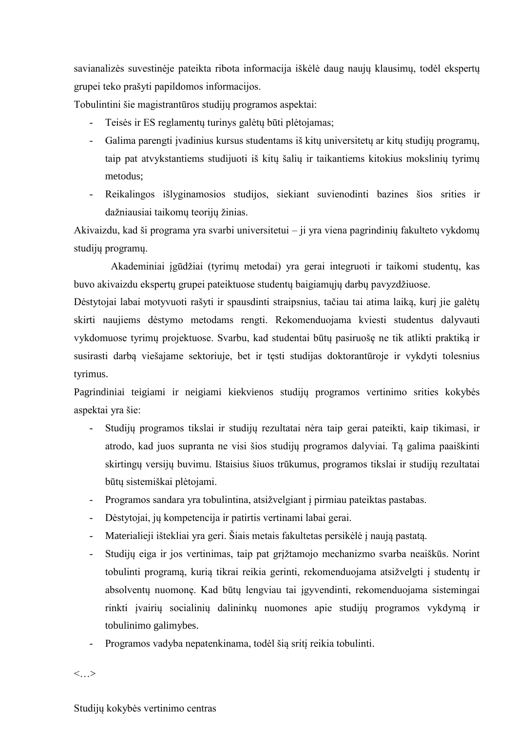savianalizės suvestinėje pateikta ribota informacija iškėlė daug naujų klausimų, todėl ekspertų grupei teko prašyti papildomos informacijos.

Tobulintini šie magistrantūros studijų programos aspektai:

- Teisės ir ES reglamentų turinys galėtų būti plėtojamas;
- Galima parengti įvadinius kursus studentams iš kitų universitetų ar kitų studijų programų, taip pat atvykstantiems studijuoti iš kitų šalių ir taikantiems kitokius mokslinių tyrimų metodus;
- Reikalingos išlyginamosios studijos, siekiant suvienodinti bazines šios srities ir dažniausiai taikomų teorijų žinias.

Akivaizdu, kad ši programa yra svarbi universitetui – ji yra viena pagrindinių fakulteto vykdomų studijų programų.

Akademiniai įgūdžiai (tyrimų metodai) yra gerai integruoti ir taikomi studentų, kas buvo akivaizdu ekspertų grupei pateiktuose studentų baigiamųjų darbų pavyzdžiuose.

Dėstytojai labai motyvuoti rašyti ir spausdinti straipsnius, tačiau tai atima laiką, kurį jie galėtų skirti naujiems dėstymo metodams rengti. Rekomenduojama kviesti studentus dalyvauti vykdomuose tyrimų projektuose. Svarbu, kad studentai būtų pasiruošę ne tik atlikti praktiką ir susirasti darbą viešajame sektoriuje, bet ir tęsti studijas doktorantūroje ir vykdyti tolesnius tyrimus.

Pagrindiniai teigiami ir neigiami kiekvienos studijų programos vertinimo srities kokybės aspektai yra šie:

- Studijų programos tikslai ir studijų rezultatai nėra taip gerai pateikti, kaip tikimasi, ir atrodo, kad juos supranta ne visi šios studijų programos dalyviai. Tą galima paaiškinti skirtingų versijų buvimu. Ištaisius šiuos trūkumus, programos tikslai ir studijų rezultatai būtų sistemiškai plėtojami.
- Programos sandara yra tobulintina, atsižvelgiant į pirmiau pateiktas pastabas.
- Dėstytojai, jų kompetencija ir patirtis vertinami labai gerai.
- Materialieji ištekliai yra geri. Šiais metais fakultetas persikėlė į naują pastatą.
- Studijų eiga ir jos vertinimas, taip pat grįžtamojo mechanizmo svarba neaiškūs. Norint tobulinti programą, kurią tikrai reikia gerinti, rekomenduojama atsižvelgti į studentų ir absolventų nuomonę. Kad būtų lengviau tai įgyvendinti, rekomenduojama sistemingai rinkti įvairių socialinių dalininkų nuomones apie studijų programos vykdymą ir tobulinimo galimybes.
- Programos vadyba nepatenkinama, todėl šią sritį reikia tobulinti.

<…>

Studijų kokybės vertinimo centras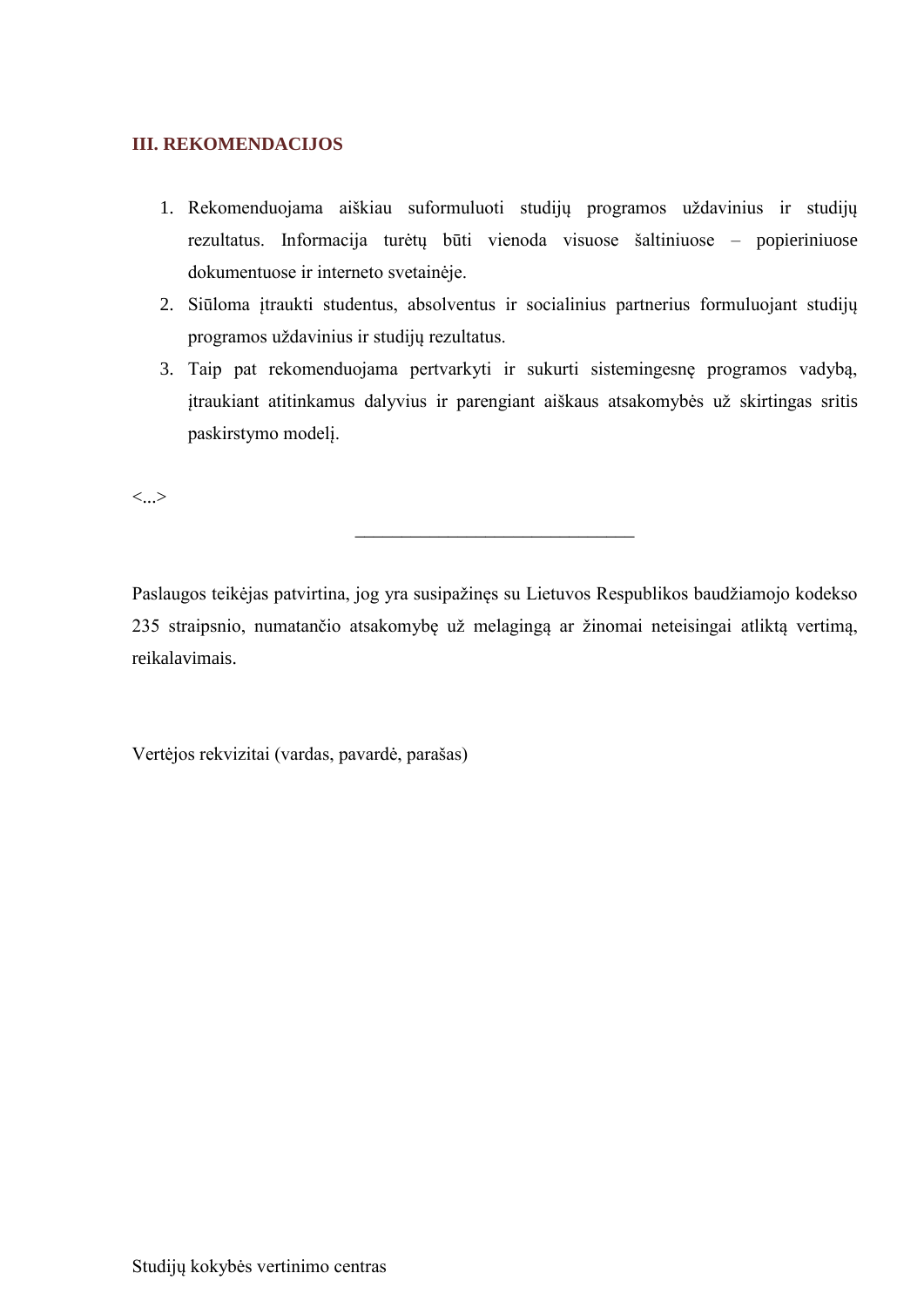## III. REKOMENDACIJOS

1. Rekomenduojama aiškiau suformuluoti studijų programos uždavinius ir studijų rezultatus. Informacija turėtų būti vienoda visuose šaltiniuose – popieriniuose dokumentuose ir interneto svetainėje.
2. Siūloma įtraukti studentus, absolventus ir socialinius partnerius formuluojant studijų programos uždavinius ir studijų rezultatus.
3. Taip pat rekomenduojama pertvarkyti ir sukurti sistemingesnę programos vadybą, įtraukiant atitinkamus dalyvius ir parengiant aiškaus atsakomybės už skirtingas sritis paskirstymo modelį.

<...>

______________________________

Paslaugos teikėjas patvirtina, jog yra susipažinęs su Lietuvos Respublikos baudžiamojo kodekso 235 straipsnio, numatančio atsakomybę už melagingą ar žinomai neteisingai atliktą vertimą, reikalavimais.

Vertėjos rekvizitai (vardas, pavardė, parašas)